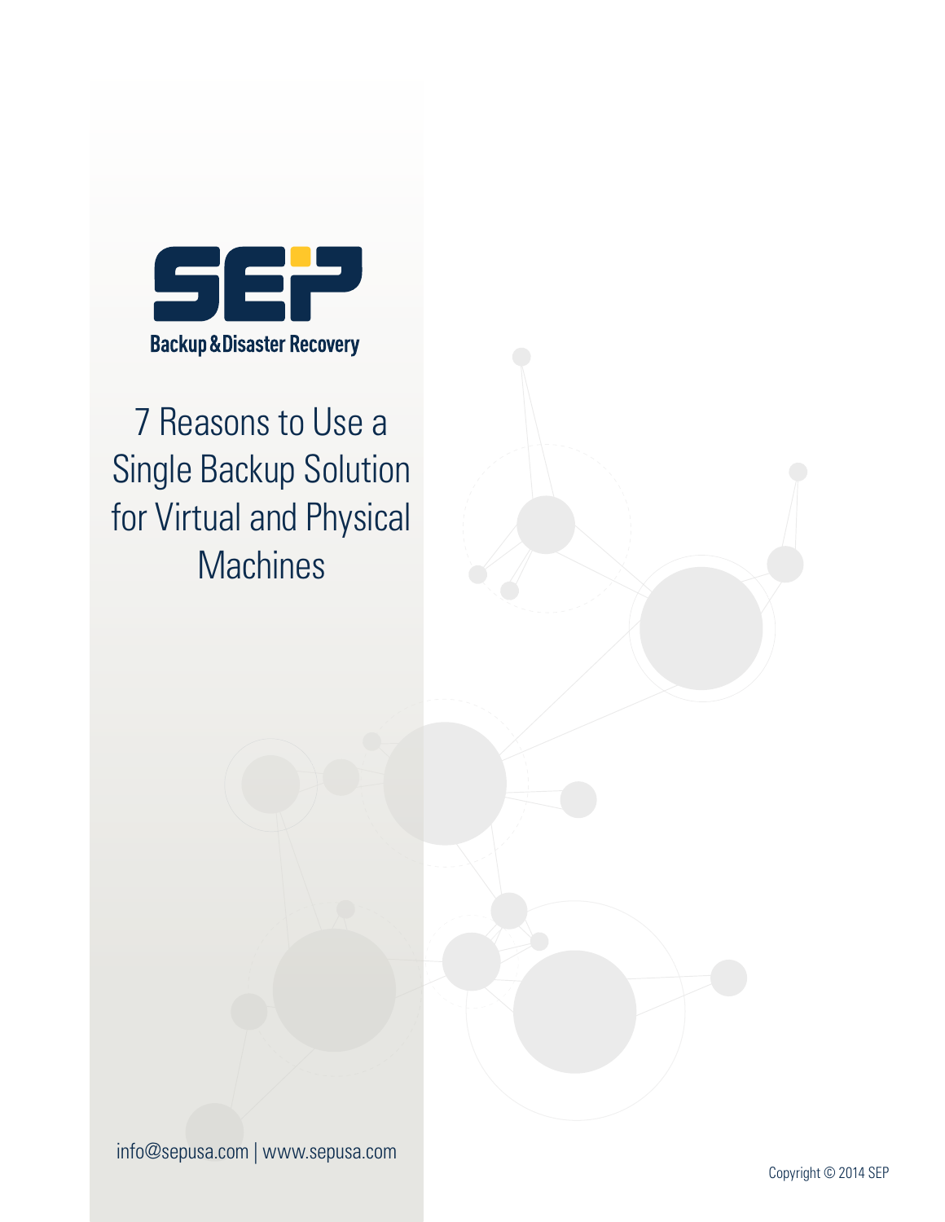SEP

Backup & Disaster Recovery

# 7 Reasons to Use a Single Backup Solution for Virtual and Physical Machines

info@sepusa.com | www.sepusa.com

Copyright © 2014 SEP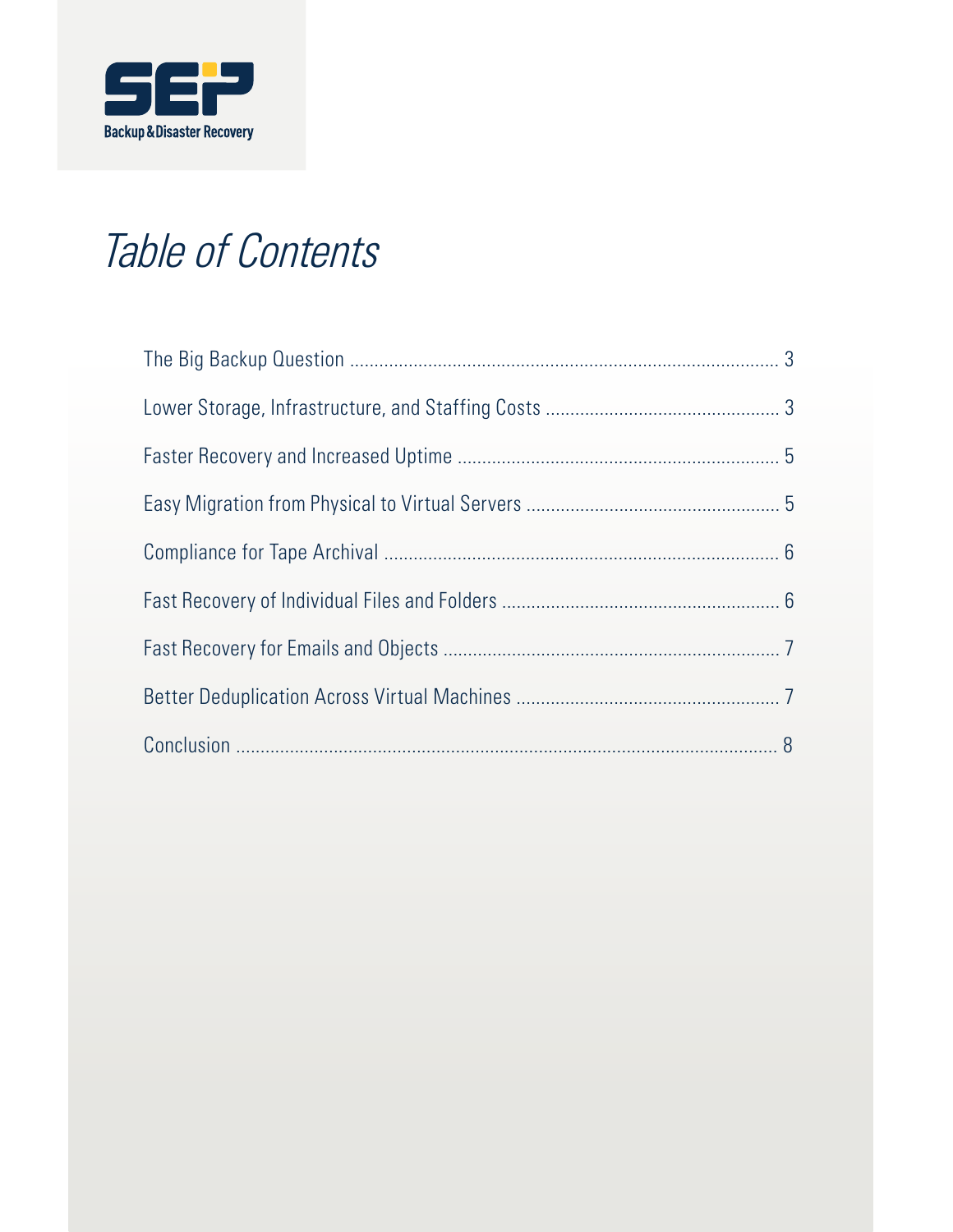SEP Backup & Disaster Recovery

# *Table of Contents*

The Big Backup Question ........................................................................................ 3

Lower Storage, Infrastructure, and Staffing Costs ............................................... 3

Faster Recovery and Increased Uptime .................................................................. 5

Easy Migration from Physical to Virtual Servers .................................................... 5

Compliance for Tape Archival .................................................................................. 6

Fast Recovery of Individual Files and Folders ........................................................ 6

Fast Recovery for Emails and Objects ..................................................................... 7

Better Deduplication Across Virtual Machines ...................................................... 7

Conclusion ................................................................................................................ 8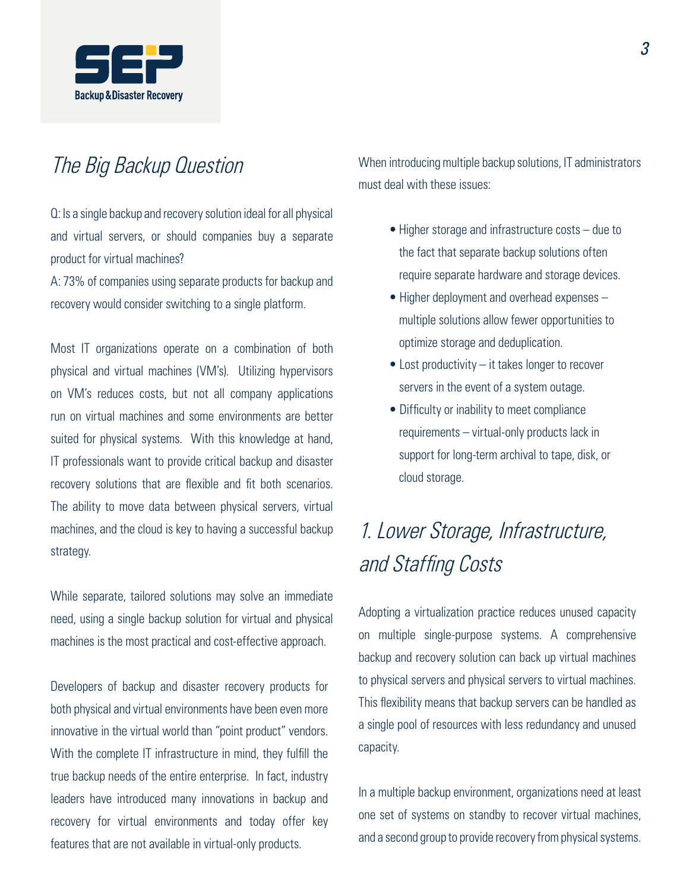## *The Big Backup Question*

Q: Is a single backup and recovery solution ideal for all physical and virtual servers, or should companies buy a separate product for virtual machines?
A: 73% of companies using separate products for backup and recovery would consider switching to a single platform.

Most IT organizations operate on a combination of both physical and virtual machines (VM's). Utilizing hypervisors on VM's reduces costs, but not all company applications run on virtual machines and some environments are better suited for physical systems. With this knowledge at hand, IT professionals want to provide critical backup and disaster recovery solutions that are flexible and fit both scenarios. The ability to move data between physical servers, virtual machines, and the cloud is key to having a successful backup strategy.

While separate, tailored solutions may solve an immediate need, using a single backup solution for virtual and physical machines is the most practical and cost-effective approach.

Developers of backup and disaster recovery products for both physical and virtual environments have been even more innovative in the virtual world than "point product" vendors. With the complete IT infrastructure in mind, they fulfill the true backup needs of the entire enterprise. In fact, industry leaders have introduced many innovations in backup and recovery for virtual environments and today offer key features that are not available in virtual-only products.

When introducing multiple backup solutions, IT administrators must deal with these issues:

- Higher storage and infrastructure costs – due to the fact that separate backup solutions often require separate hardware and storage devices.
- Higher deployment and overhead expenses – multiple solutions allow fewer opportunities to optimize storage and deduplication.
- Lost productivity – it takes longer to recover servers in the event of a system outage.
- Difficulty or inability to meet compliance requirements – virtual-only products lack in support for long-term archival to tape, disk, or cloud storage.

## *1. Lower Storage, Infrastructure, and Staffing Costs*

Adopting a virtualization practice reduces unused capacity on multiple single-purpose systems. A comprehensive backup and recovery solution can back up virtual machines to physical servers and physical servers to virtual machines. This flexibility means that backup servers can be handled as a single pool of resources with less redundancy and unused capacity.

In a multiple backup environment, organizations need at least one set of systems on standby to recover virtual machines, and a second group to provide recovery from physical systems.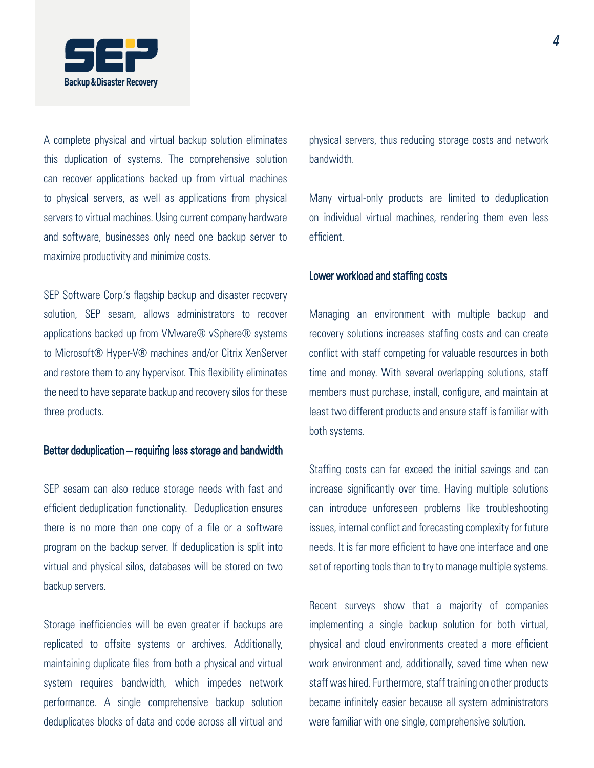A complete physical and virtual backup solution eliminates this duplication of systems. The comprehensive solution can recover applications backed up from virtual machines to physical servers, as well as applications from physical servers to virtual machines. Using current company hardware and software, businesses only need one backup server to maximize productivity and minimize costs.

SEP Software Corp.'s flagship backup and disaster recovery solution, SEP sesam, allows administrators to recover applications backed up from VMware® vSphere® systems to Microsoft® Hyper-V® machines and/or Citrix XenServer and restore them to any hypervisor. This flexibility eliminates the need to have separate backup and recovery silos for these three products.

## Better deduplication – requiring less storage and bandwidth

SEP sesam can also reduce storage needs with fast and efficient deduplication functionality. Deduplication ensures there is no more than one copy of a file or a software program on the backup server. If deduplication is split into virtual and physical silos, databases will be stored on two backup servers.

Storage inefficiencies will be even greater if backups are replicated to offsite systems or archives. Additionally, maintaining duplicate files from both a physical and virtual system requires bandwidth, which impedes network performance. A single comprehensive backup solution deduplicates blocks of data and code across all virtual and physical servers, thus reducing storage costs and network bandwidth.

Many virtual-only products are limited to deduplication on individual virtual machines, rendering them even less efficient.

## Lower workload and staffing costs

Managing an environment with multiple backup and recovery solutions increases staffing costs and can create conflict with staff competing for valuable resources in both time and money. With several overlapping solutions, staff members must purchase, install, configure, and maintain at least two different products and ensure staff is familiar with both systems.

Staffing costs can far exceed the initial savings and can increase significantly over time. Having multiple solutions can introduce unforeseen problems like troubleshooting issues, internal conflict and forecasting complexity for future needs. It is far more efficient to have one interface and one set of reporting tools than to try to manage multiple systems.

Recent surveys show that a majority of companies implementing a single backup solution for both virtual, physical and cloud environments created a more efficient work environment and, additionally, saved time when new staff was hired. Furthermore, staff training on other products became infinitely easier because all system administrators were familiar with one single, comprehensive solution.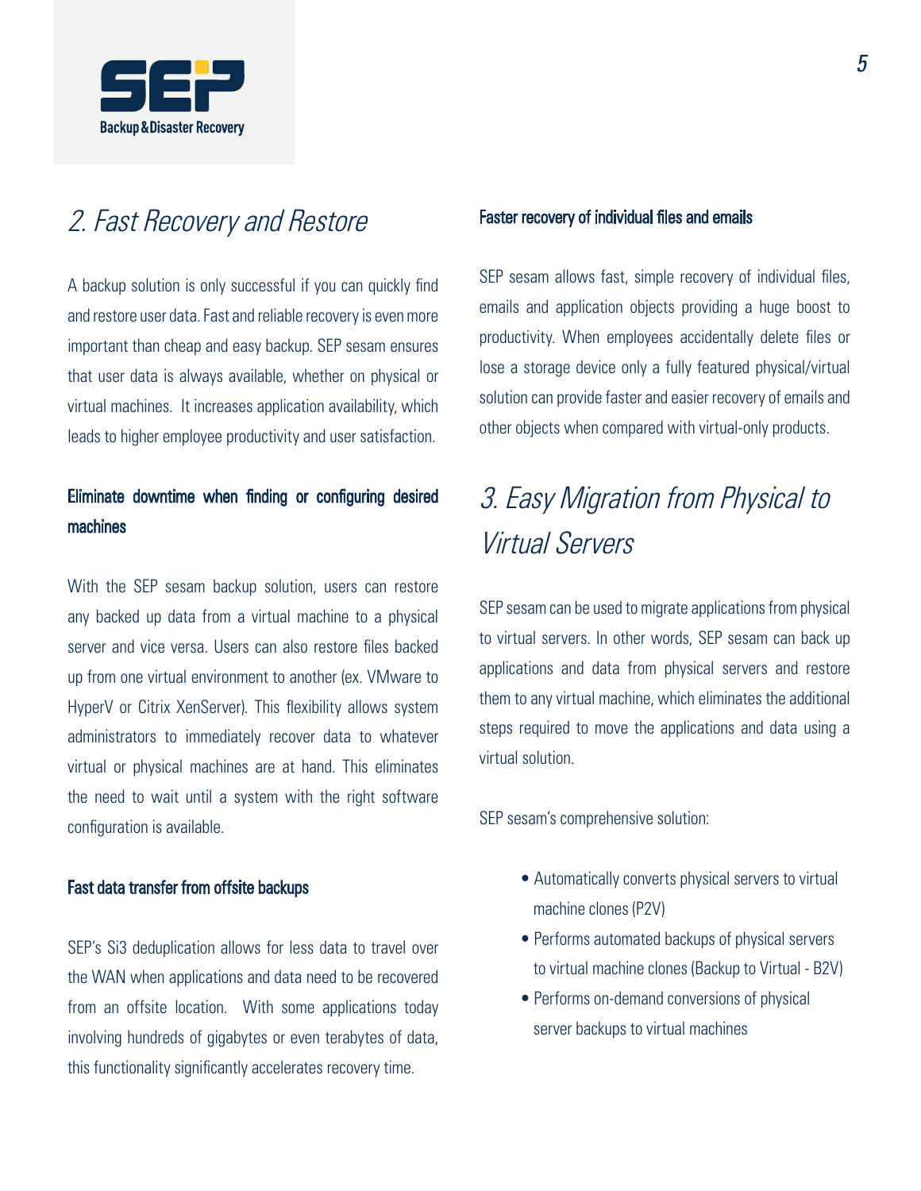## 2. Fast Recovery and Restore

A backup solution is only successful if you can quickly find and restore user data. Fast and reliable recovery is even more important than cheap and easy backup. SEP sesam ensures that user data is always available, whether on physical or virtual machines. It increases application availability, which leads to higher employee productivity and user satisfaction.

### Eliminate downtime when finding or configuring desired machines

With the SEP sesam backup solution, users can restore any backed up data from a virtual machine to a physical server and vice versa. Users can also restore files backed up from one virtual environment to another (ex. VMware to HyperV or Citrix XenServer). This flexibility allows system administrators to immediately recover data to whatever virtual or physical machines are at hand. This eliminates the need to wait until a system with the right software configuration is available.

### Fast data transfer from offsite backups

SEP's Si3 deduplication allows for less data to travel over the WAN when applications and data need to be recovered from an offsite location. With some applications today involving hundreds of gigabytes or even terabytes of data, this functionality significantly accelerates recovery time.

### Faster recovery of individual files and emails

SEP sesam allows fast, simple recovery of individual files, emails and application objects providing a huge boost to productivity. When employees accidentally delete files or lose a storage device only a fully featured physical/virtual solution can provide faster and easier recovery of emails and other objects when compared with virtual-only products.

## 3. Easy Migration from Physical to Virtual Servers

SEP sesam can be used to migrate applications from physical to virtual servers. In other words, SEP sesam can back up applications and data from physical servers and restore them to any virtual machine, which eliminates the additional steps required to move the applications and data using a virtual solution.

SEP sesam's comprehensive solution:

- Automatically converts physical servers to virtual machine clones (P2V)
- Performs automated backups of physical servers to virtual machine clones (Backup to Virtual - B2V)
- Performs on-demand conversions of physical server backups to virtual machines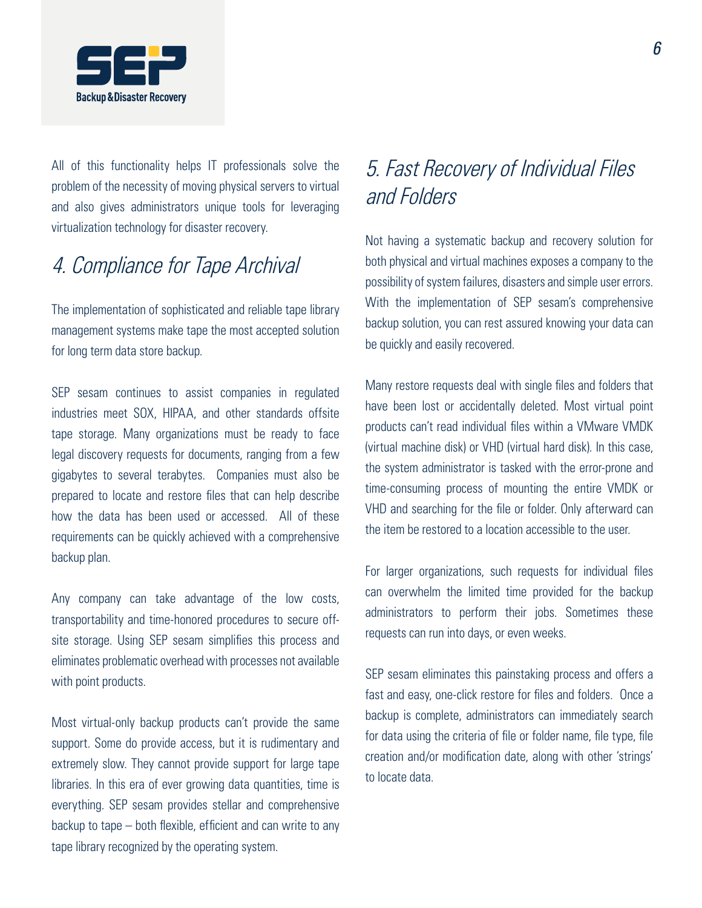All of this functionality helps IT professionals solve the problem of the necessity of moving physical servers to virtual and also gives administrators unique tools for leveraging virtualization technology for disaster recovery.

## 4. Compliance for Tape Archival

The implementation of sophisticated and reliable tape library management systems make tape the most accepted solution for long term data store backup.

SEP sesam continues to assist companies in regulated industries meet SOX, HIPAA, and other standards offsite tape storage. Many organizations must be ready to face legal discovery requests for documents, ranging from a few gigabytes to several terabytes. Companies must also be prepared to locate and restore files that can help describe how the data has been used or accessed. All of these requirements can be quickly achieved with a comprehensive backup plan.

Any company can take advantage of the low costs, transportability and time-honored procedures to secure off-site storage. Using SEP sesam simplifies this process and eliminates problematic overhead with processes not available with point products.

Most virtual-only backup products can't provide the same support. Some do provide access, but it is rudimentary and extremely slow. They cannot provide support for large tape libraries. In this era of ever growing data quantities, time is everything. SEP sesam provides stellar and comprehensive backup to tape – both flexible, efficient and can write to any tape library recognized by the operating system.

## 5. Fast Recovery of Individual Files and Folders

Not having a systematic backup and recovery solution for both physical and virtual machines exposes a company to the possibility of system failures, disasters and simple user errors. With the implementation of SEP sesam's comprehensive backup solution, you can rest assured knowing your data can be quickly and easily recovered.

Many restore requests deal with single files and folders that have been lost or accidentally deleted. Most virtual point products can't read individual files within a VMware VMDK (virtual machine disk) or VHD (virtual hard disk). In this case, the system administrator is tasked with the error-prone and time-consuming process of mounting the entire VMDK or VHD and searching for the file or folder. Only afterward can the item be restored to a location accessible to the user.

For larger organizations, such requests for individual files can overwhelm the limited time provided for the backup administrators to perform their jobs. Sometimes these requests can run into days, or even weeks.

SEP sesam eliminates this painstaking process and offers a fast and easy, one-click restore for files and folders. Once a backup is complete, administrators can immediately search for data using the criteria of file or folder name, file type, file creation and/or modification date, along with other 'strings' to locate data.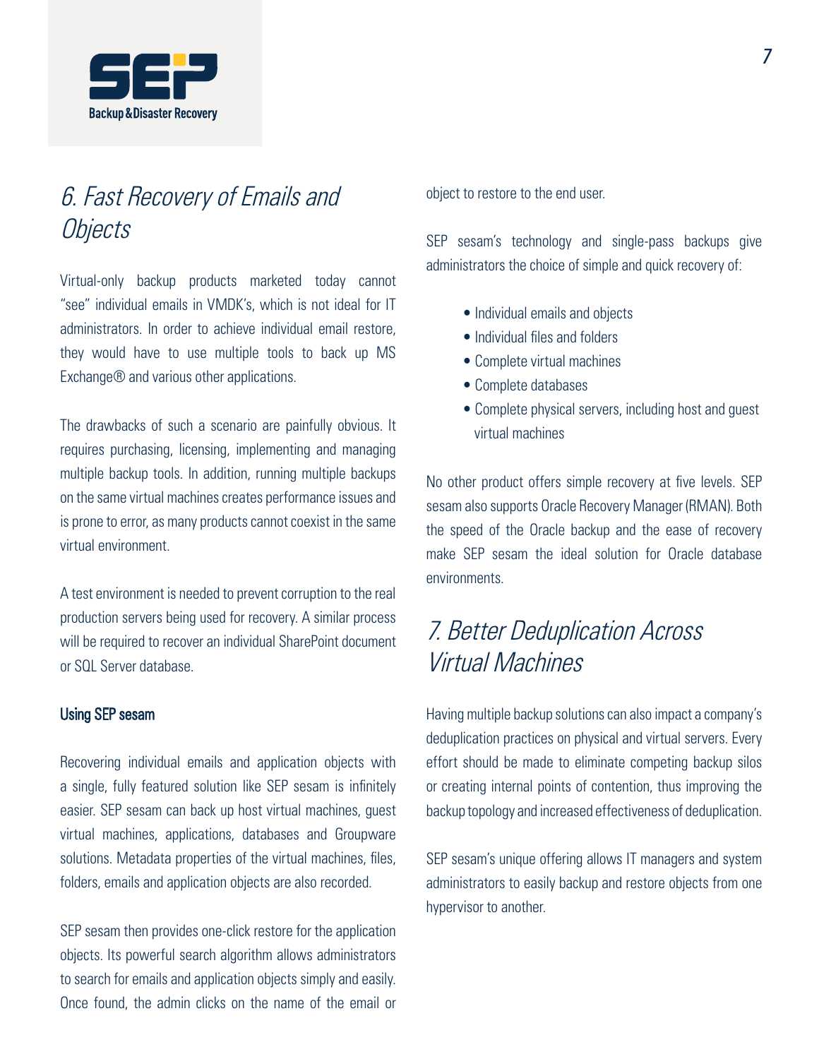## 6. Fast Recovery of Emails and Objects

Virtual-only backup products marketed today cannot "see" individual emails in VMDK's, which is not ideal for IT administrators. In order to achieve individual email restore, they would have to use multiple tools to back up MS Exchange® and various other applications.

The drawbacks of such a scenario are painfully obvious. It requires purchasing, licensing, implementing and managing multiple backup tools. In addition, running multiple backups on the same virtual machines creates performance issues and is prone to error, as many products cannot coexist in the same virtual environment.

A test environment is needed to prevent corruption to the real production servers being used for recovery. A similar process will be required to recover an individual SharePoint document or SQL Server database.

### Using SEP sesam

Recovering individual emails and application objects with a single, fully featured solution like SEP sesam is infinitely easier. SEP sesam can back up host virtual machines, guest virtual machines, applications, databases and Groupware solutions. Metadata properties of the virtual machines, files, folders, emails and application objects are also recorded.

SEP sesam then provides one-click restore for the application objects. Its powerful search algorithm allows administrators to search for emails and application objects simply and easily. Once found, the admin clicks on the name of the email or object to restore to the end user.

SEP sesam's technology and single-pass backups give administrators the choice of simple and quick recovery of:

- Individual emails and objects
- Individual files and folders
- Complete virtual machines
- Complete databases
- Complete physical servers, including host and guest virtual machines

No other product offers simple recovery at five levels. SEP sesam also supports Oracle Recovery Manager (RMAN). Both the speed of the Oracle backup and the ease of recovery make SEP sesam the ideal solution for Oracle database environments.

## 7. Better Deduplication Across Virtual Machines

Having multiple backup solutions can also impact a company's deduplication practices on physical and virtual servers. Every effort should be made to eliminate competing backup silos or creating internal points of contention, thus improving the backup topology and increased effectiveness of deduplication.

SEP sesam's unique offering allows IT managers and system administrators to easily backup and restore objects from one hypervisor to another.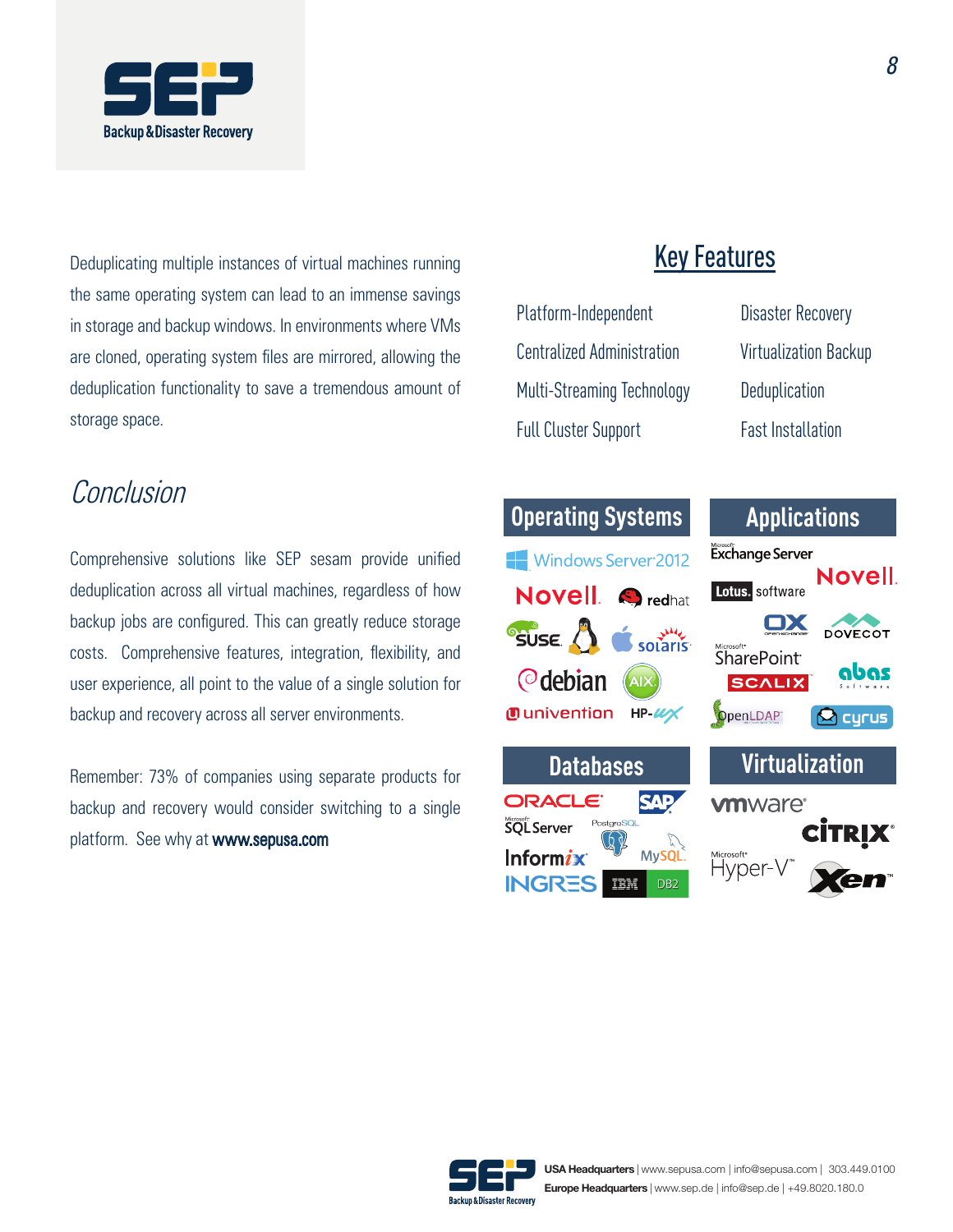Deduplicating multiple instances of virtual machines running the same operating system can lead to an immense savings in storage and backup windows. In environments where VMs are cloned, operating system files are mirrored, allowing the deduplication functionality to save a tremendous amount of storage space.

## Conclusion

Comprehensive solutions like SEP sesam provide unified deduplication across all virtual machines, regardless of how backup jobs are configured. This can greatly reduce storage costs. Comprehensive features, integration, flexibility, and user experience, all point to the value of a single solution for backup and recovery across all server environments.

Remember: 73% of companies using separate products for backup and recovery would consider switching to a single platform. See why at **www.sepusa.com**

## Key Features

- Platform-Independent
- Centralized Administration
- Multi-Streaming Technology
- Full Cluster Support
- Disaster Recovery
- Virtualization Backup
- Deduplication
- Fast Installation

### Operating Systems

Windows Server 2012, Novell, redhat, SUSE, Solaris, debian, AIX, univention, HP-UX

### Applications

Exchange Server, Novell, Lotus software, OX, DOVECOT, SharePoint, SCALIX, abas, OpenLDAP, cyrus

### Databases

ORACLE, SAP, SQL Server, PostgreSQL, Informix, MySQL, INGRES, IBM DB2

### Virtualization

vmware, CITRIX, Hyper-V, Xen

**USA Headquarters** | www.sepusa.com | info@sepusa.com | 303.449.0100
**Europe Headquarters** | www.sep.de | info@sep.de | +49.8020.180.0